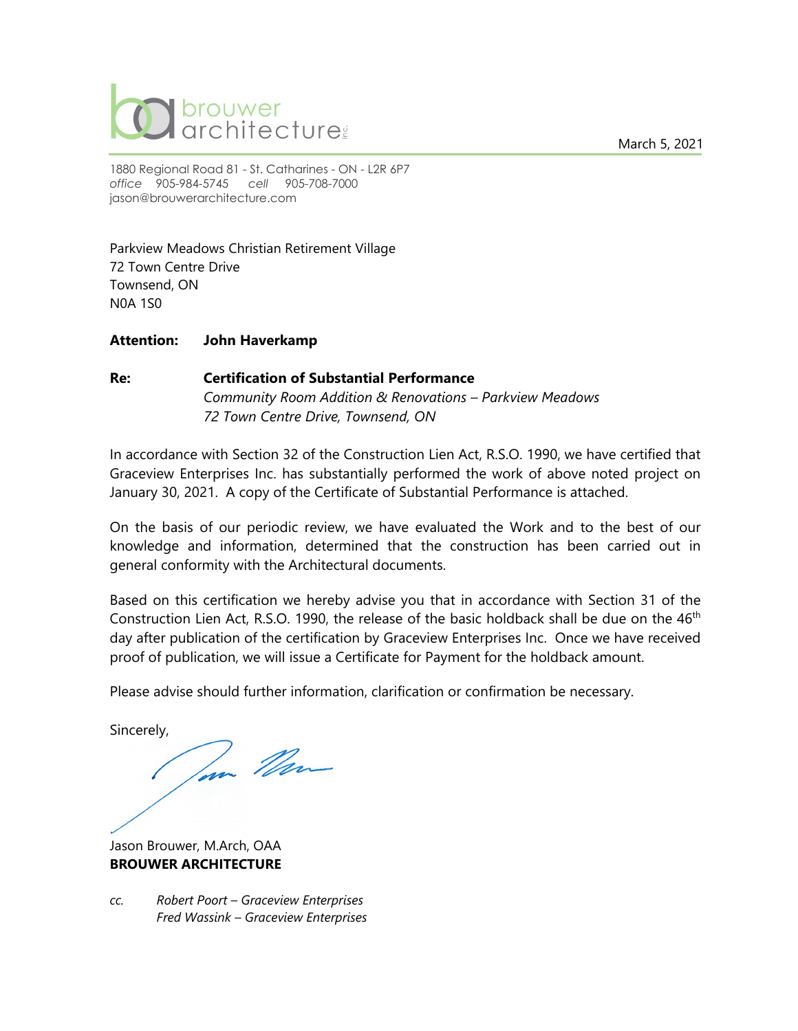brouwer architecture inc.

March 5, 2021

1880 Regional Road 81 - St. Catharines - ON - L2R 6P7
*office* 905-984-5745 *cell* 905-708-7000
jason@brouwerarchitecture.com

Parkview Meadows Christian Retirement Village
72 Town Centre Drive
Townsend, ON
N0A 1S0

**Attention: John Haverkamp**

**Re: Certification of Substantial Performance**
*Community Room Addition & Renovations – Parkview Meadows*
*72 Town Centre Drive, Townsend, ON*

In accordance with Section 32 of the Construction Lien Act, R.S.O. 1990, we have certified that Graceview Enterprises Inc. has substantially performed the work of above noted project on January 30, 2021. A copy of the Certificate of Substantial Performance is attached.

On the basis of our periodic review, we have evaluated the Work and to the best of our knowledge and information, determined that the construction has been carried out in general conformity with the Architectural documents.

Based on this certification we hereby advise you that in accordance with Section 31 of the Construction Lien Act, R.S.O. 1990, the release of the basic holdback shall be due on the 46th day after publication of the certification by Graceview Enterprises Inc. Once we have received proof of publication, we will issue a Certificate for Payment for the holdback amount.

Please advise should further information, clarification or confirmation be necessary.

Sincerely,

Jason Brouwer, M.Arch, OAA
**BROUWER ARCHITECTURE**

*cc.* *Robert Poort – Graceview Enterprises*
*Fred Wassink – Graceview Enterprises*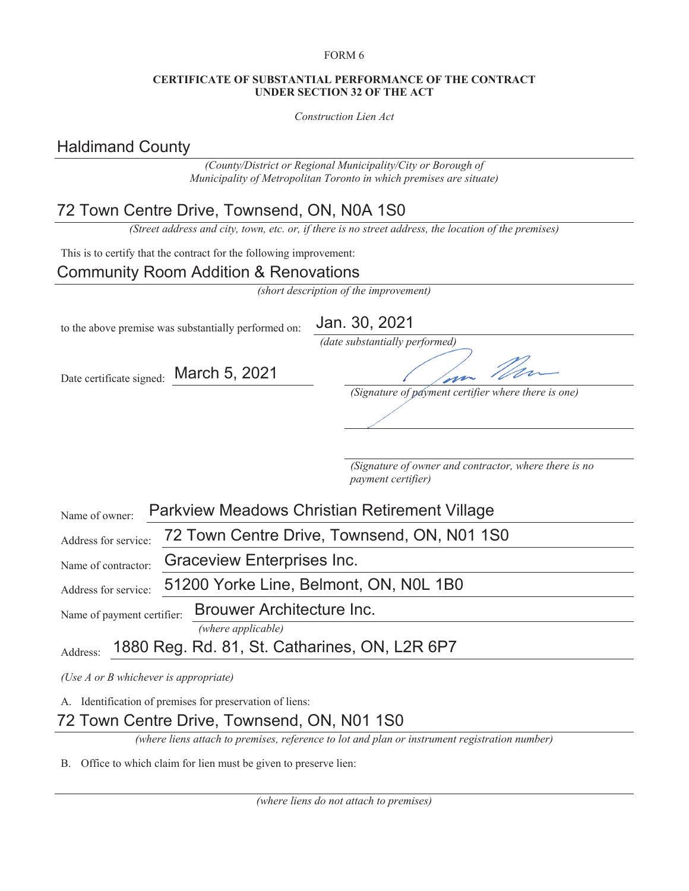FORM 6

**CERTIFICATE OF SUBSTANTIAL PERFORMANCE OF THE CONTRACT UNDER SECTION 32 OF THE ACT**

*Construction Lien Act*

Haldimand County

*(County/District or Regional Municipality/City or Borough of Municipality of Metropolitan Toronto in which premises are situate)*

72 Town Centre Drive, Townsend, ON, N0A 1S0

*(Street address and city, town, etc. or, if there is no street address, the location of the premises)*

This is to certify that the contract for the following improvement:

Community Room Addition & Renovations

*(short description of the improvement)*

to the above premise was substantially performed on: Jan. 30, 2021

*(date substantially performed)*

Date certificate signed: March 5, 2021

*(Signature of payment certifier where there is one)*

*(Signature of owner and contractor, where there is no payment certifier)*

Name of owner: Parkview Meadows Christian Retirement Village

Address for service: 72 Town Centre Drive, Townsend, ON, N01 1S0

Name of contractor: Graceview Enterprises Inc.

Address for service: 51200 Yorke Line, Belmont, ON, N0L 1B0

Name of payment certifier: Brouwer Architecture Inc.
*(where applicable)*

Address: 1880 Reg. Rd. 81, St. Catharines, ON, L2R 6P7

*(Use A or B whichever is appropriate)*

A. Identification of premises for preservation of liens:

72 Town Centre Drive, Townsend, ON, N01 1S0

*(where liens attach to premises, reference to lot and plan or instrument registration number)*

B. Office to which claim for lien must be given to preserve lien:

*(where liens do not attach to premises)*